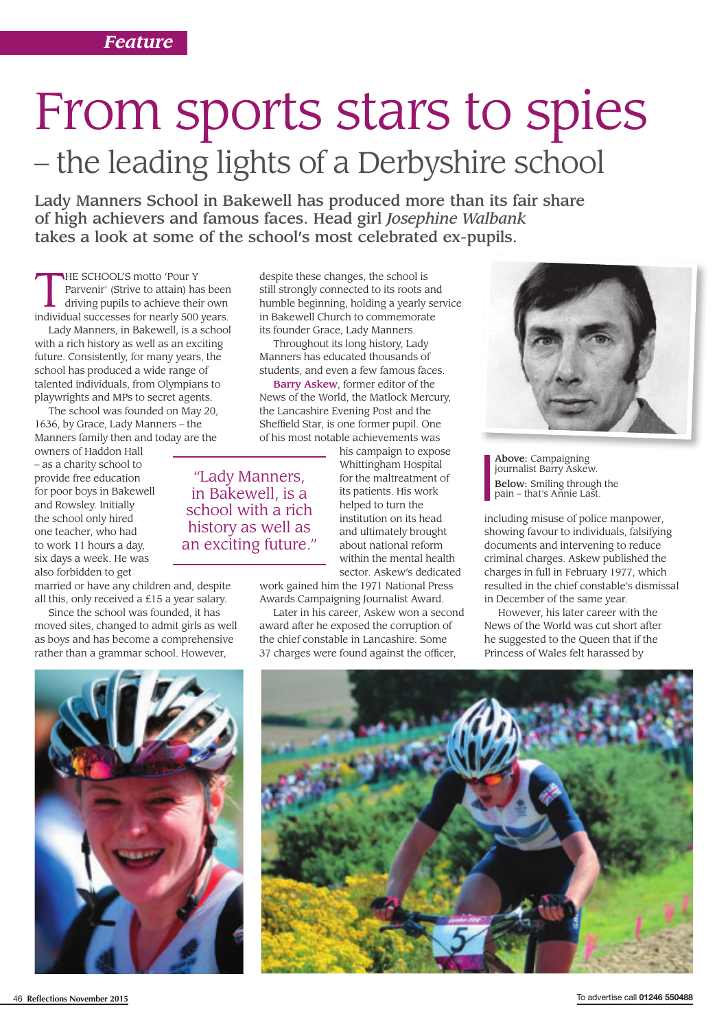Feature

# From sports stars to spies

## – the leading lights of a Derbyshire school

**Lady Manners School in Bakewell has produced more than its fair share of high achievers and famous faces. Head girl *Josephine Walbank* takes a look at some of the school's most celebrated ex-pupils.**

THE SCHOOL'S motto 'Pour Y Parvenir' (Strive to attain) has been driving pupils to achieve their own individual successes for nearly 500 years.

Lady Manners, in Bakewell, is a school with a rich history as well as an exciting future. Consistently, for many years, the school has produced a wide range of talented individuals, from Olympians to playwrights and MPs to secret agents.

The school was founded on May 20, 1636, by Grace, Lady Manners – the Manners family then and today are the owners of Haddon Hall – as a charity school to provide free education for poor boys in Bakewell and Rowsley. Initially the school only hired one teacher, who had to work 11 hours a day, six days a week. He was also forbidden to get married or have any children and, despite all this, only received a £15 a year salary.

Since the school was founded, it has moved sites, changed to admit girls as well as boys and has become a comprehensive rather than a grammar school. However, despite these changes, the school is still strongly connected to its roots and humble beginning, holding a yearly service in Bakewell Church to commemorate its founder Grace, Lady Manners.

> "Lady Manners, in Bakewell, is a school with a rich history as well as an exciting future."

Throughout its long history, Lady Manners has educated thousands of students, and even a few famous faces.

**Barry Askew**, former editor of the News of the World, the Matlock Mercury, the Lancashire Evening Post and the Sheffield Star, is one former pupil. One of his most notable achievements was his campaign to expose Whittingham Hospital for the maltreatment of its patients. His work helped to turn the institution on its head and ultimately brought about national reform within the mental health sector. Askew's dedicated work gained him the 1971 National Press Awards Campaigning Journalist Award.

Later in his career, Askew won a second award after he exposed the corruption of the chief constable in Lancashire. Some 37 charges were found against the officer, including misuse of police manpower, showing favour to individuals, falsifying documents and intervening to reduce criminal charges. Askew published the charges in full in February 1977, which resulted in the chief constable's dismissal in December of the same year.

However, his later career with the News of the World was cut short after he suggested to the Queen that if the Princess of Wales felt harassed by

**Above:** Campaigning journalist Barry Askew.

**Below:** Smiling through the pain – that's Annie Last.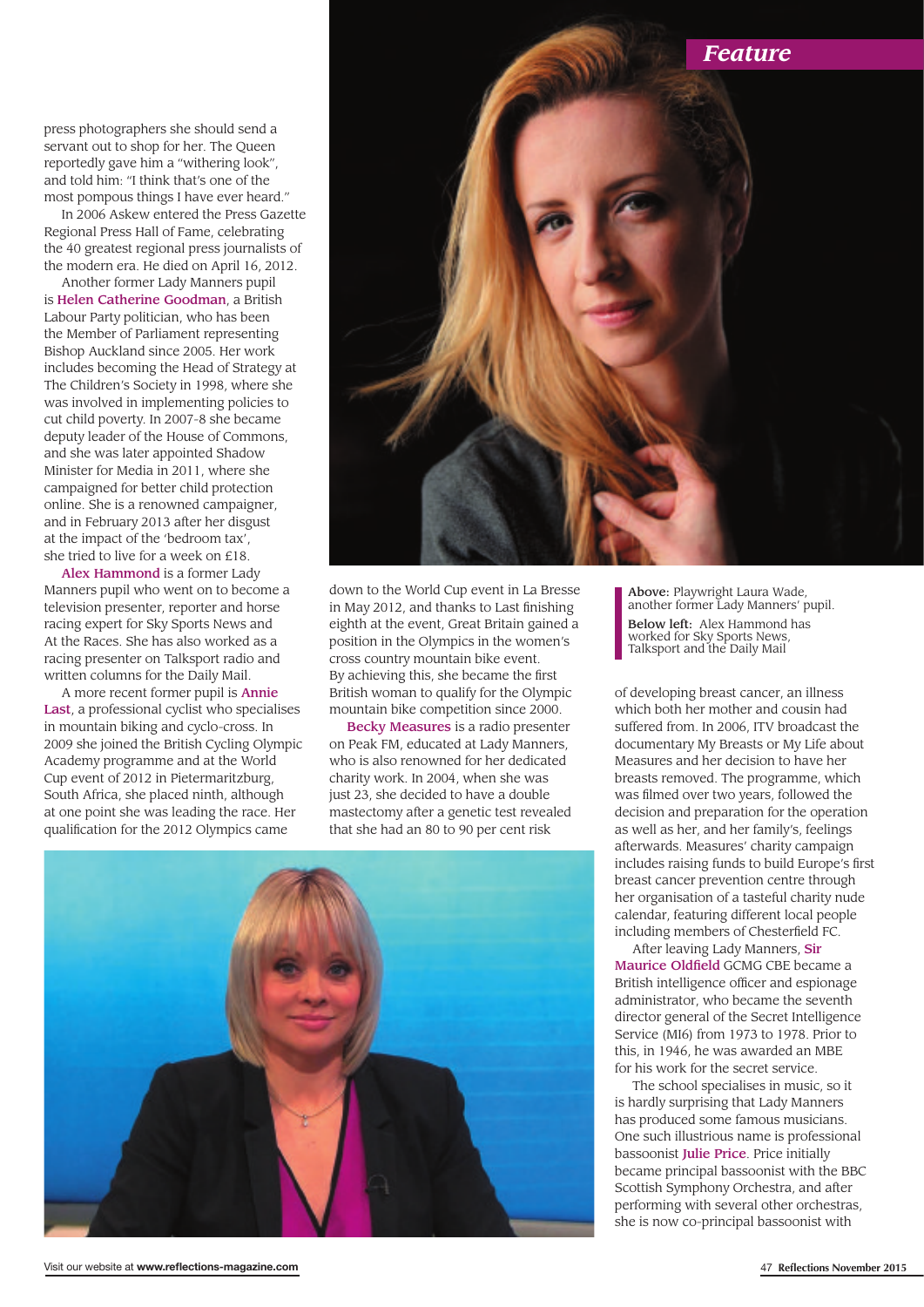## Feature

press photographers she should send a servant out to shop for her. The Queen reportedly gave him a "withering look", and told him: "I think that's one of the most pompous things I have ever heard."

In 2006 Askew entered the Press Gazette Regional Press Hall of Fame, celebrating the 40 greatest regional press journalists of the modern era. He died on April 16, 2012.

Another former Lady Manners pupil is **Helen Catherine Goodman**, a British Labour Party politician, who has been the Member of Parliament representing Bishop Auckland since 2005. Her work includes becoming the Head of Strategy at The Children's Society in 1998, where she was involved in implementing policies to cut child poverty. In 2007-8 she became deputy leader of the House of Commons, and she was later appointed Shadow Minister for Media in 2011, where she campaigned for better child protection online. She is a renowned campaigner, and in February 2013 after her disgust at the impact of the 'bedroom tax', she tried to live for a week on £18.

**Alex Hammond** is a former Lady Manners pupil who went on to become a television presenter, reporter and horse racing expert for Sky Sports News and At the Races. She has also worked as a racing presenter on Talksport radio and written columns for the Daily Mail.

A more recent former pupil is **Annie Last**, a professional cyclist who specialises in mountain biking and cyclo-cross. In 2009 she joined the British Cycling Olympic Academy programme and at the World Cup event of 2012 in Pietermaritzburg, South Africa, she placed ninth, although at one point she was leading the race. Her qualification for the 2012 Olympics came down to the World Cup event in La Bresse in May 2012, and thanks to Last finishing eighth at the event, Great Britain gained a position in the Olympics in the women's cross country mountain bike event. By achieving this, she became the first British woman to qualify for the Olympic mountain bike competition since 2000.

**Becky Measures** is a radio presenter on Peak FM, educated at Lady Manners, who is also renowned for her dedicated charity work. In 2004, when she was just 23, she decided to have a double mastectomy after a genetic test revealed that she had an 80 to 90 per cent risk of developing breast cancer, an illness which both her mother and cousin had suffered from. In 2006, ITV broadcast the documentary My Breasts or My Life about Measures and her decision to have her breasts removed. The programme, which was filmed over two years, followed the decision and preparation for the operation as well as her, and her family's, feelings afterwards. Measures' charity campaign includes raising funds to build Europe's first breast cancer prevention centre through her organisation of a tasteful charity nude calendar, featuring different local people including members of Chesterfield FC.

After leaving Lady Manners, **Sir Maurice Oldfield** GCMG CBE became a British intelligence officer and espionage administrator, who became the seventh director general of the Secret Intelligence Service (MI6) from 1973 to 1978. Prior to this, in 1946, he was awarded an MBE for his work for the secret service.

The school specialises in music, so it is hardly surprising that Lady Manners has produced some famous musicians. One such illustrious name is professional bassoonist **Julie Price**. Price initially became principal bassoonist with the BBC Scottish Symphony Orchestra, and after performing with several other orchestras, she is now co-principal bassoonist with

**Above:** Playwright Laura Wade, another former Lady Manners' pupil.

**Below left:** Alex Hammond has worked for Sky Sports News, Talksport and the Daily Mail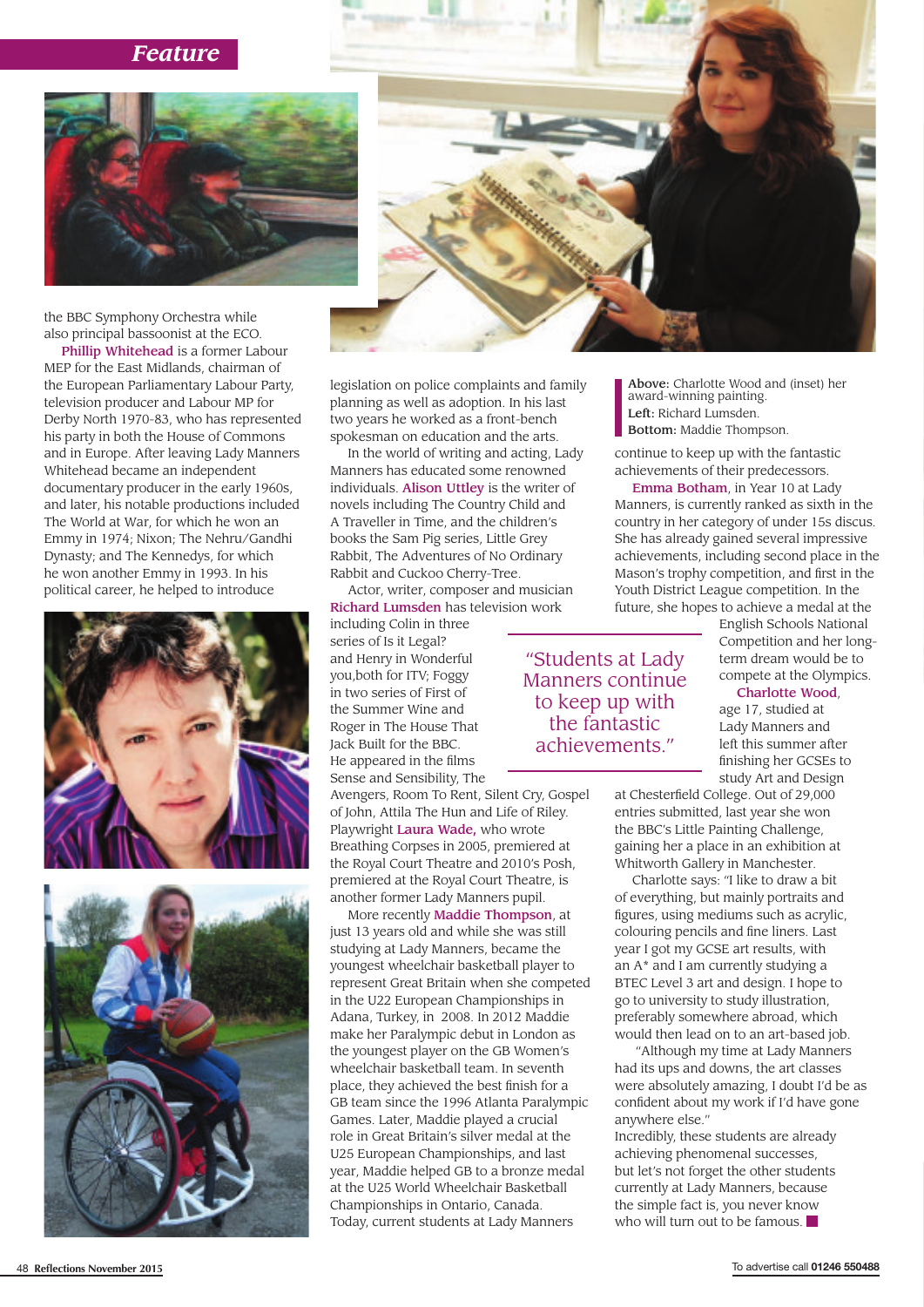*Feature*

the BBC Symphony Orchestra while also principal bassoonist at the ECO.

**Phillip Whitehead** is a former Labour MEP for the East Midlands, chairman of the European Parliamentary Labour Party, television producer and Labour MP for Derby North 1970-83, who has represented his party in both the House of Commons and in Europe. After leaving Lady Manners Whitehead became an independent documentary producer in the early 1960s, and later, his notable productions included The World at War, for which he won an Emmy in 1974; Nixon; The Nehru/Gandhi Dynasty; and The Kennedys, for which he won another Emmy in 1993. In his political career, he helped to introduce legislation on police complaints and family planning as well as adoption. In his last two years he worked as a front-bench spokesman on education and the arts.

In the world of writing and acting, Lady Manners has educated some renowned individuals. **Alison Uttley** is the writer of novels including The Country Child and A Traveller in Time, and the children's books the Sam Pig series, Little Grey Rabbit, The Adventures of No Ordinary Rabbit and Cuckoo Cherry-Tree.

Actor, writer, composer and musician **Richard Lumsden** has television work including Colin in three series of Is it Legal? and Henry in Wonderful you,both for ITV; Foggy in two series of First of the Summer Wine and Roger in The House That Jack Built for the BBC. He appeared in the films Sense and Sensibility, The Avengers, Room To Rent, Silent Cry, Gospel of John, Attila The Hun and Life of Riley. Playwright **Laura Wade,** who wrote Breathing Corpses in 2005, premiered at the Royal Court Theatre and 2010's Posh, premiered at the Royal Court Theatre, is another former Lady Manners pupil.

> "Students at Lady Manners continue to keep up with the fantastic achievements."

More recently **Maddie Thompson**, at just 13 years old and while she was still studying at Lady Manners, became the youngest wheelchair basketball player to represent Great Britain when she competed in the U22 European Championships in Adana, Turkey, in 2008. In 2012 Maddie make her Paralympic debut in London as the youngest player on the GB Women's wheelchair basketball team. In seventh place, they achieved the best finish for a GB team since the 1996 Atlanta Paralympic Games. Later, Maddie played a crucial role in Great Britain's silver medal at the U25 European Championships, and last year, Maddie helped GB to a bronze medal at the U25 World Wheelchair Basketball Championships in Ontario, Canada.

Today, current students at Lady Manners continue to keep up with the fantastic achievements of their predecessors.

**Above:** Charlotte Wood and (inset) her award-winning painting.
**Left:** Richard Lumsden.
**Bottom:** Maddie Thompson.

**Emma Botham**, in Year 10 at Lady Manners, is currently ranked as sixth in the country in her category of under 15s discus. She has already gained several impressive achievements, including second place in the Mason's trophy competition, and first in the Youth District League competition. In the future, she hopes to achieve a medal at the English Schools National Competition and her long-term dream would be to compete at the Olympics.

**Charlotte Wood**, age 17, studied at Lady Manners and left this summer after finishing her GCSEs to study Art and Design at Chesterfield College. Out of 29,000 entries submitted, last year she won the BBC's Little Painting Challenge, gaining her a place in an exhibition at Whitworth Gallery in Manchester.

Charlotte says: "I like to draw a bit of everything, but mainly portraits and figures, using mediums such as acrylic, colouring pencils and fine liners. Last year I got my GCSE art results, with an A* and I am currently studying a BTEC Level 3 art and design. I hope to go to university to study illustration, preferably somewhere abroad, which would then lead on to an art-based job.

"Although my time at Lady Manners had its ups and downs, the art classes were absolutely amazing, I doubt I'd be as confident about my work if I'd have gone anywhere else."

Incredibly, these students are already achieving phenomenal successes, but let's not forget the other students currently at Lady Manners, because the simple fact is, you never know who will turn out to be famous. ■

To advertise call **01246 550488**